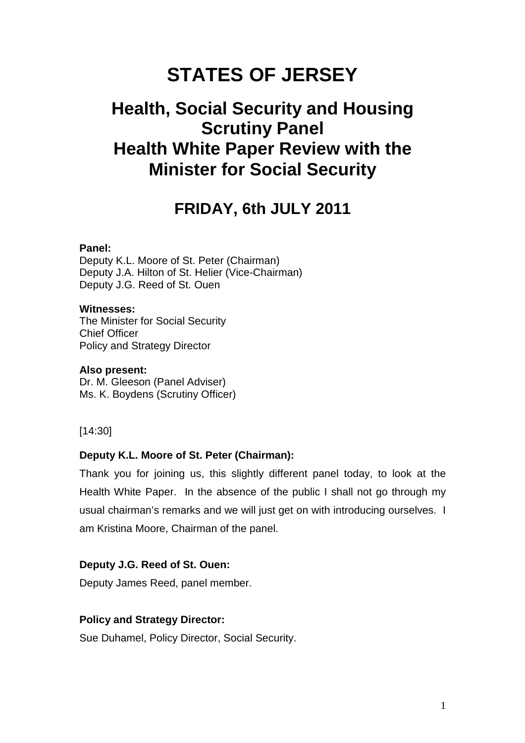# STATES OF JERSEY

## Health, Social Security and Housing Scrutiny Panel
## Health White Paper Review with the Minister for Social Security

## FRIDAY, 6th JULY 2011

**Panel:**
Deputy K.L. Moore of St. Peter (Chairman)
Deputy J.A. Hilton of St. Helier (Vice-Chairman)
Deputy J.G. Reed of St. Ouen

**Witnesses:**
The Minister for Social Security
Chief Officer
Policy and Strategy Director

**Also present:**
Dr. M. Gleeson (Panel Adviser)
Ms. K. Boydens (Scrutiny Officer)

[14:30]

**Deputy K.L. Moore of St. Peter (Chairman):**

Thank you for joining us, this slightly different panel today, to look at the Health White Paper. In the absence of the public I shall not go through my usual chairman's remarks and we will just get on with introducing ourselves. I am Kristina Moore, Chairman of the panel.

**Deputy J.G. Reed of St. Ouen:**

Deputy James Reed, panel member.

**Policy and Strategy Director:**

Sue Duhamel, Policy Director, Social Security.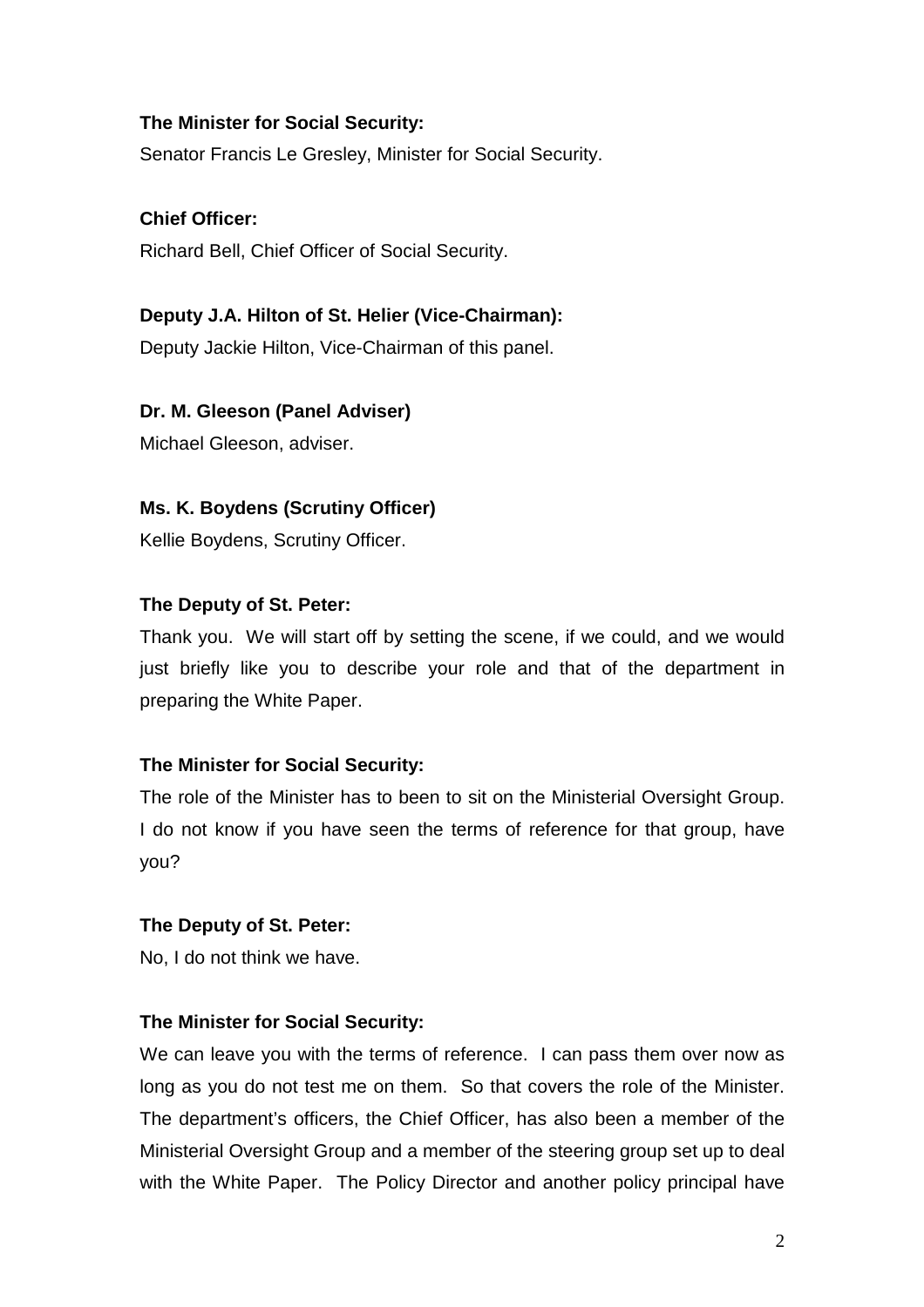**The Minister for Social Security:**

Senator Francis Le Gresley, Minister for Social Security.

**Chief Officer:**

Richard Bell, Chief Officer of Social Security.

**Deputy J.A. Hilton of St. Helier (Vice-Chairman):**

Deputy Jackie Hilton, Vice-Chairman of this panel.

**Dr. M. Gleeson (Panel Adviser)**

Michael Gleeson, adviser.

**Ms. K. Boydens (Scrutiny Officer)**

Kellie Boydens, Scrutiny Officer.

**The Deputy of St. Peter:**

Thank you. We will start off by setting the scene, if we could, and we would just briefly like you to describe your role and that of the department in preparing the White Paper.

**The Minister for Social Security:**

The role of the Minister has to been to sit on the Ministerial Oversight Group. I do not know if you have seen the terms of reference for that group, have you?

**The Deputy of St. Peter:**

No, I do not think we have.

**The Minister for Social Security:**

We can leave you with the terms of reference. I can pass them over now as long as you do not test me on them. So that covers the role of the Minister. The department's officers, the Chief Officer, has also been a member of the Ministerial Oversight Group and a member of the steering group set up to deal with the White Paper. The Policy Director and another policy principal have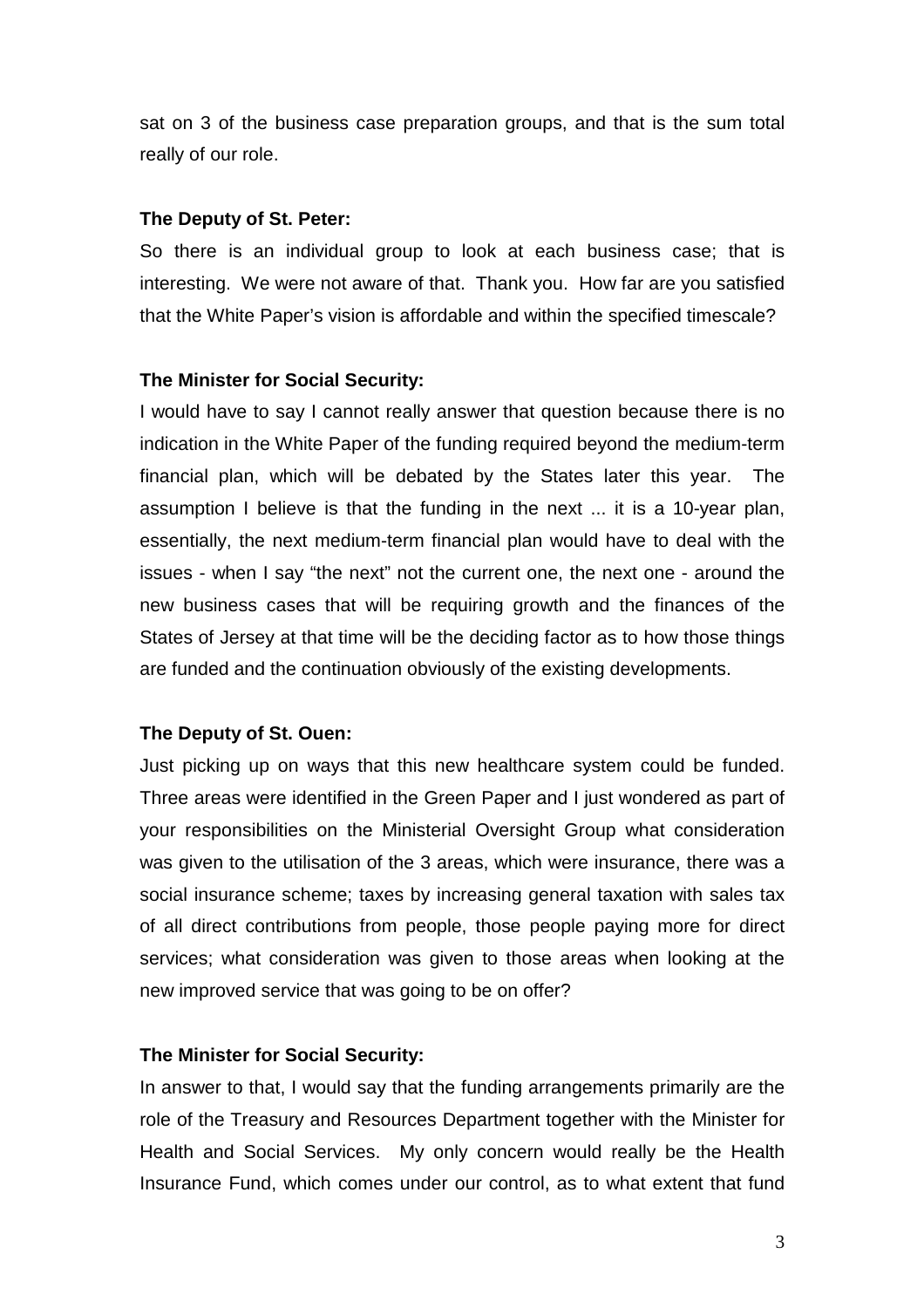sat on 3 of the business case preparation groups, and that is the sum total really of our role.

**The Deputy of St. Peter:**

So there is an individual group to look at each business case; that is interesting. We were not aware of that. Thank you. How far are you satisfied that the White Paper's vision is affordable and within the specified timescale?

**The Minister for Social Security:**

I would have to say I cannot really answer that question because there is no indication in the White Paper of the funding required beyond the medium-term financial plan, which will be debated by the States later this year. The assumption I believe is that the funding in the next ... it is a 10-year plan, essentially, the next medium-term financial plan would have to deal with the issues - when I say "the next" not the current one, the next one - around the new business cases that will be requiring growth and the finances of the States of Jersey at that time will be the deciding factor as to how those things are funded and the continuation obviously of the existing developments.

**The Deputy of St. Ouen:**

Just picking up on ways that this new healthcare system could be funded. Three areas were identified in the Green Paper and I just wondered as part of your responsibilities on the Ministerial Oversight Group what consideration was given to the utilisation of the 3 areas, which were insurance, there was a social insurance scheme; taxes by increasing general taxation with sales tax of all direct contributions from people, those people paying more for direct services; what consideration was given to those areas when looking at the new improved service that was going to be on offer?

**The Minister for Social Security:**

In answer to that, I would say that the funding arrangements primarily are the role of the Treasury and Resources Department together with the Minister for Health and Social Services. My only concern would really be the Health Insurance Fund, which comes under our control, as to what extent that fund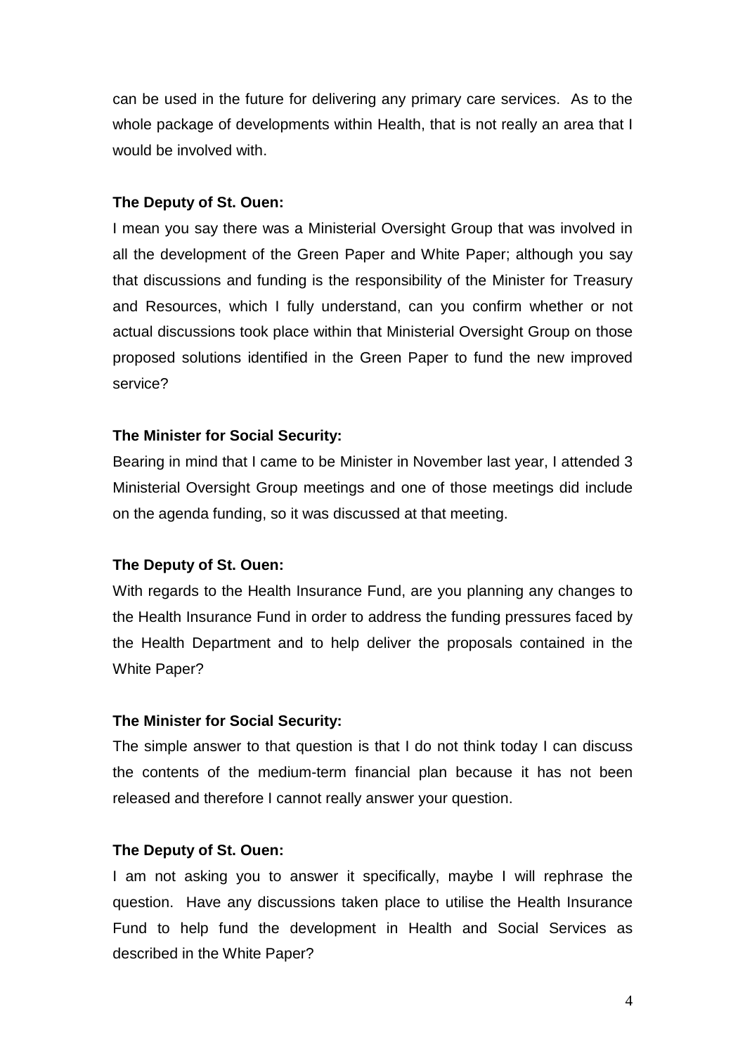can be used in the future for delivering any primary care services. As to the whole package of developments within Health, that is not really an area that I would be involved with.

**The Deputy of St. Ouen:**

I mean you say there was a Ministerial Oversight Group that was involved in all the development of the Green Paper and White Paper; although you say that discussions and funding is the responsibility of the Minister for Treasury and Resources, which I fully understand, can you confirm whether or not actual discussions took place within that Ministerial Oversight Group on those proposed solutions identified in the Green Paper to fund the new improved service?

**The Minister for Social Security:**

Bearing in mind that I came to be Minister in November last year, I attended 3 Ministerial Oversight Group meetings and one of those meetings did include on the agenda funding, so it was discussed at that meeting.

**The Deputy of St. Ouen:**

With regards to the Health Insurance Fund, are you planning any changes to the Health Insurance Fund in order to address the funding pressures faced by the Health Department and to help deliver the proposals contained in the White Paper?

**The Minister for Social Security:**

The simple answer to that question is that I do not think today I can discuss the contents of the medium-term financial plan because it has not been released and therefore I cannot really answer your question.

**The Deputy of St. Ouen:**

I am not asking you to answer it specifically, maybe I will rephrase the question. Have any discussions taken place to utilise the Health Insurance Fund to help fund the development in Health and Social Services as described in the White Paper?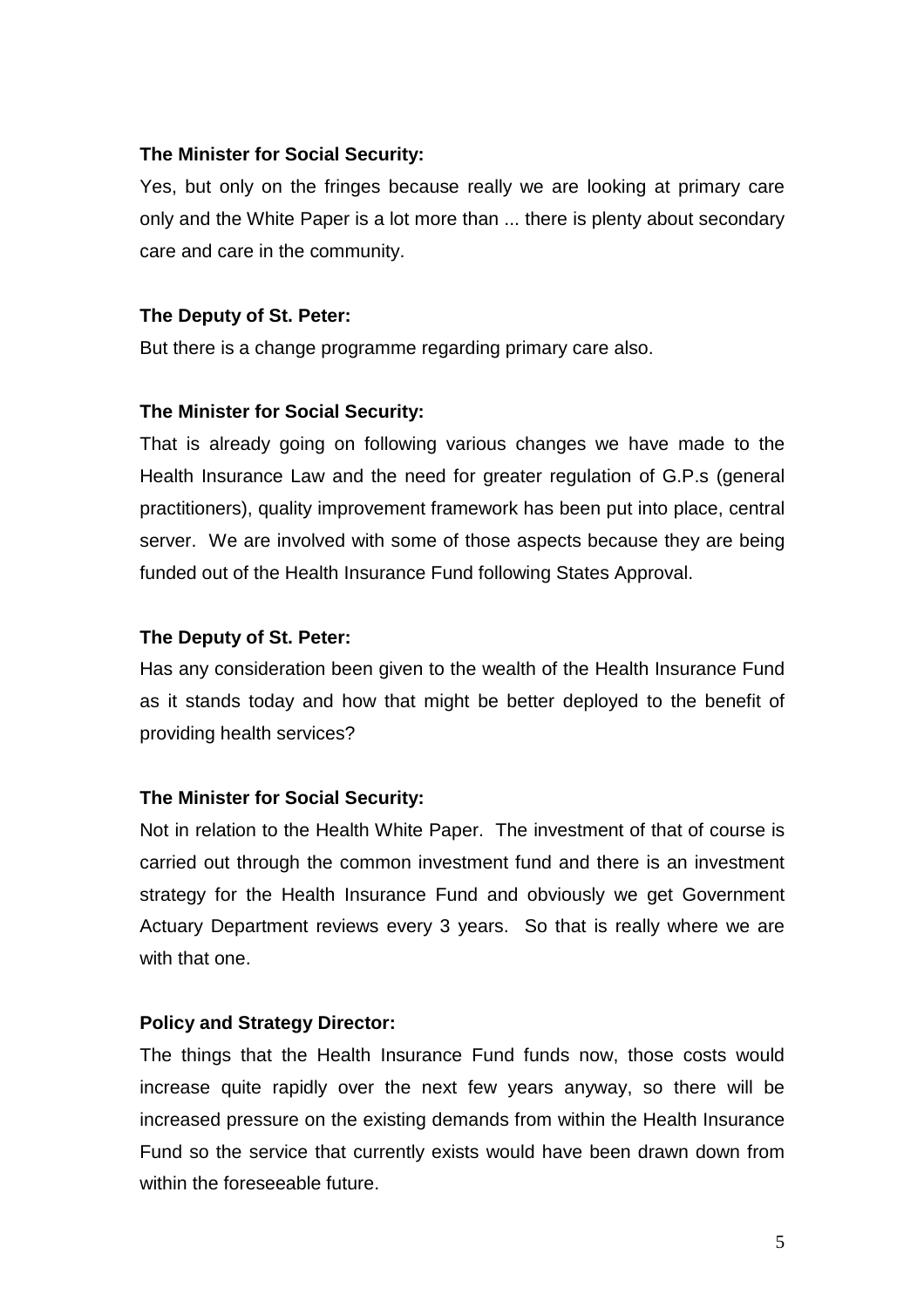**The Minister for Social Security:**

Yes, but only on the fringes because really we are looking at primary care only and the White Paper is a lot more than ... there is plenty about secondary care and care in the community.

**The Deputy of St. Peter:**

But there is a change programme regarding primary care also.

**The Minister for Social Security:**

That is already going on following various changes we have made to the Health Insurance Law and the need for greater regulation of G.P.s (general practitioners), quality improvement framework has been put into place, central server. We are involved with some of those aspects because they are being funded out of the Health Insurance Fund following States Approval.

**The Deputy of St. Peter:**

Has any consideration been given to the wealth of the Health Insurance Fund as it stands today and how that might be better deployed to the benefit of providing health services?

**The Minister for Social Security:**

Not in relation to the Health White Paper. The investment of that of course is carried out through the common investment fund and there is an investment strategy for the Health Insurance Fund and obviously we get Government Actuary Department reviews every 3 years. So that is really where we are with that one.

**Policy and Strategy Director:**

The things that the Health Insurance Fund funds now, those costs would increase quite rapidly over the next few years anyway, so there will be increased pressure on the existing demands from within the Health Insurance Fund so the service that currently exists would have been drawn down from within the foreseeable future.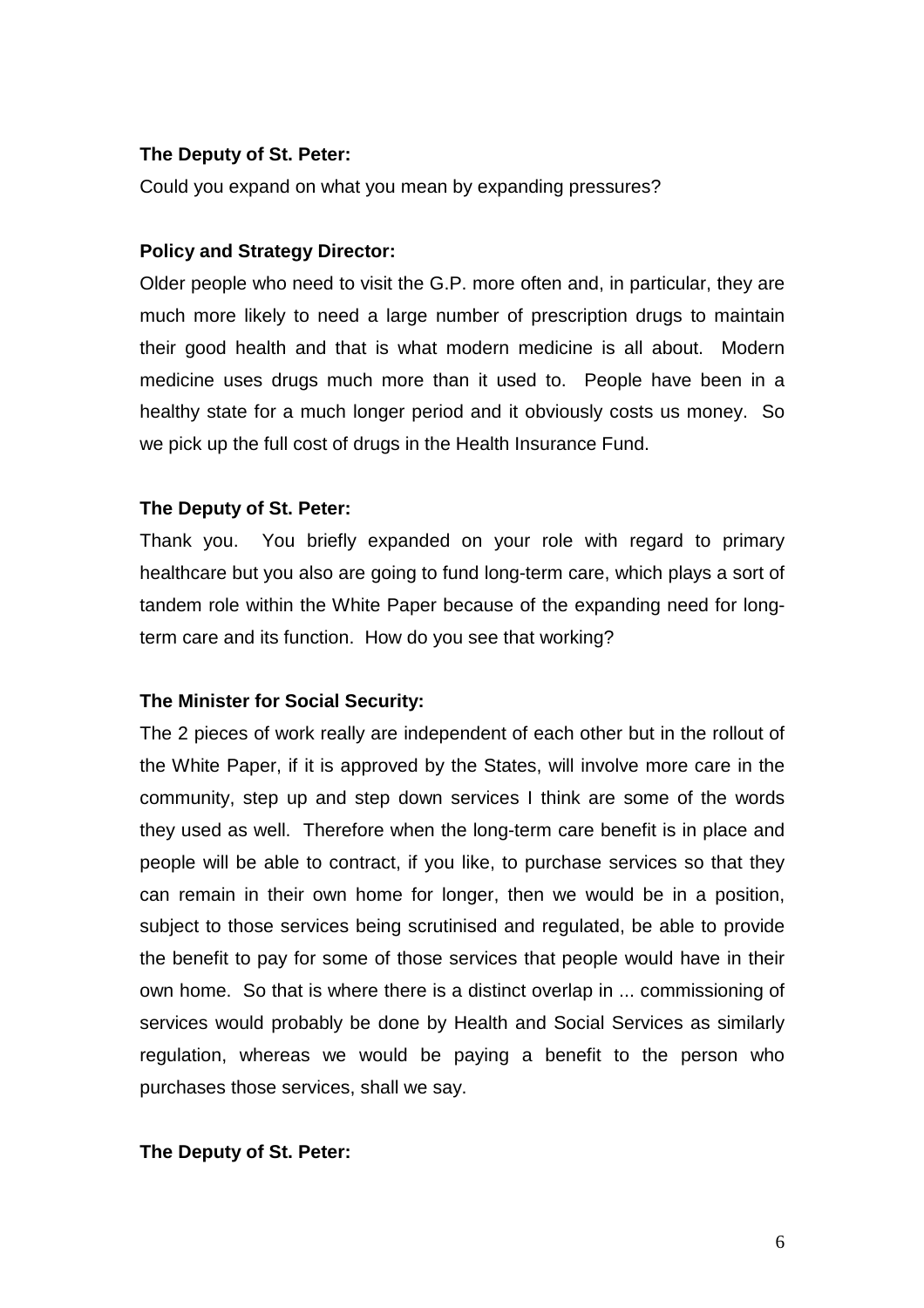**The Deputy of St. Peter:**

Could you expand on what you mean by expanding pressures?

**Policy and Strategy Director:**

Older people who need to visit the G.P. more often and, in particular, they are much more likely to need a large number of prescription drugs to maintain their good health and that is what modern medicine is all about. Modern medicine uses drugs much more than it used to. People have been in a healthy state for a much longer period and it obviously costs us money. So we pick up the full cost of drugs in the Health Insurance Fund.

**The Deputy of St. Peter:**

Thank you. You briefly expanded on your role with regard to primary healthcare but you also are going to fund long-term care, which plays a sort of tandem role within the White Paper because of the expanding need for long-term care and its function. How do you see that working?

**The Minister for Social Security:**

The 2 pieces of work really are independent of each other but in the rollout of the White Paper, if it is approved by the States, will involve more care in the community, step up and step down services I think are some of the words they used as well. Therefore when the long-term care benefit is in place and people will be able to contract, if you like, to purchase services so that they can remain in their own home for longer, then we would be in a position, subject to those services being scrutinised and regulated, be able to provide the benefit to pay for some of those services that people would have in their own home. So that is where there is a distinct overlap in ... commissioning of services would probably be done by Health and Social Services as similarly regulation, whereas we would be paying a benefit to the person who purchases those services, shall we say.

**The Deputy of St. Peter:**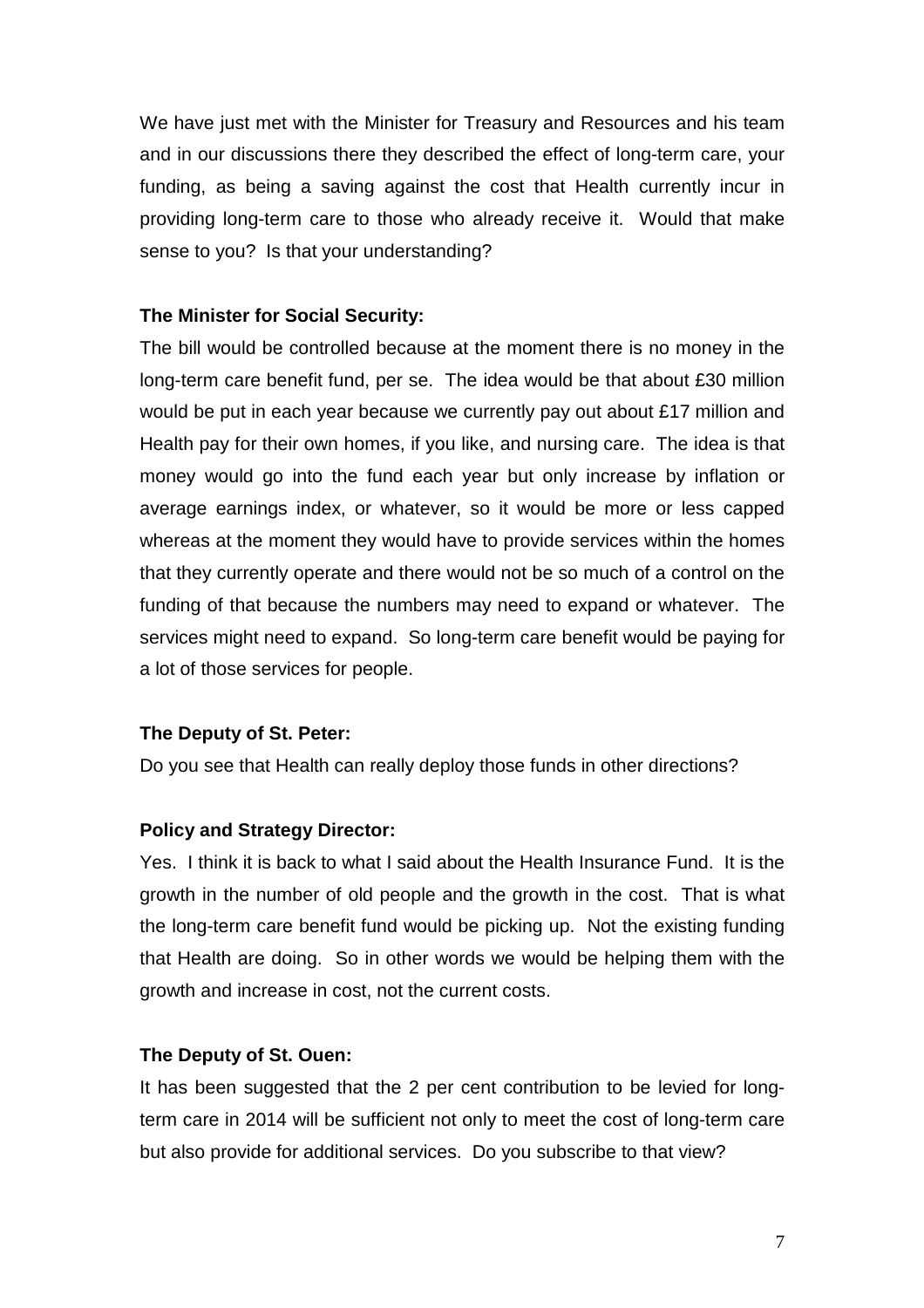We have just met with the Minister for Treasury and Resources and his team and in our discussions there they described the effect of long-term care, your funding, as being a saving against the cost that Health currently incur in providing long-term care to those who already receive it. Would that make sense to you? Is that your understanding?

**The Minister for Social Security:**

The bill would be controlled because at the moment there is no money in the long-term care benefit fund, per se. The idea would be that about £30 million would be put in each year because we currently pay out about £17 million and Health pay for their own homes, if you like, and nursing care. The idea is that money would go into the fund each year but only increase by inflation or average earnings index, or whatever, so it would be more or less capped whereas at the moment they would have to provide services within the homes that they currently operate and there would not be so much of a control on the funding of that because the numbers may need to expand or whatever. The services might need to expand. So long-term care benefit would be paying for a lot of those services for people.

**The Deputy of St. Peter:**

Do you see that Health can really deploy those funds in other directions?

**Policy and Strategy Director:**

Yes. I think it is back to what I said about the Health Insurance Fund. It is the growth in the number of old people and the growth in the cost. That is what the long-term care benefit fund would be picking up. Not the existing funding that Health are doing. So in other words we would be helping them with the growth and increase in cost, not the current costs.

**The Deputy of St. Ouen:**

It has been suggested that the 2 per cent contribution to be levied for long-term care in 2014 will be sufficient not only to meet the cost of long-term care but also provide for additional services. Do you subscribe to that view?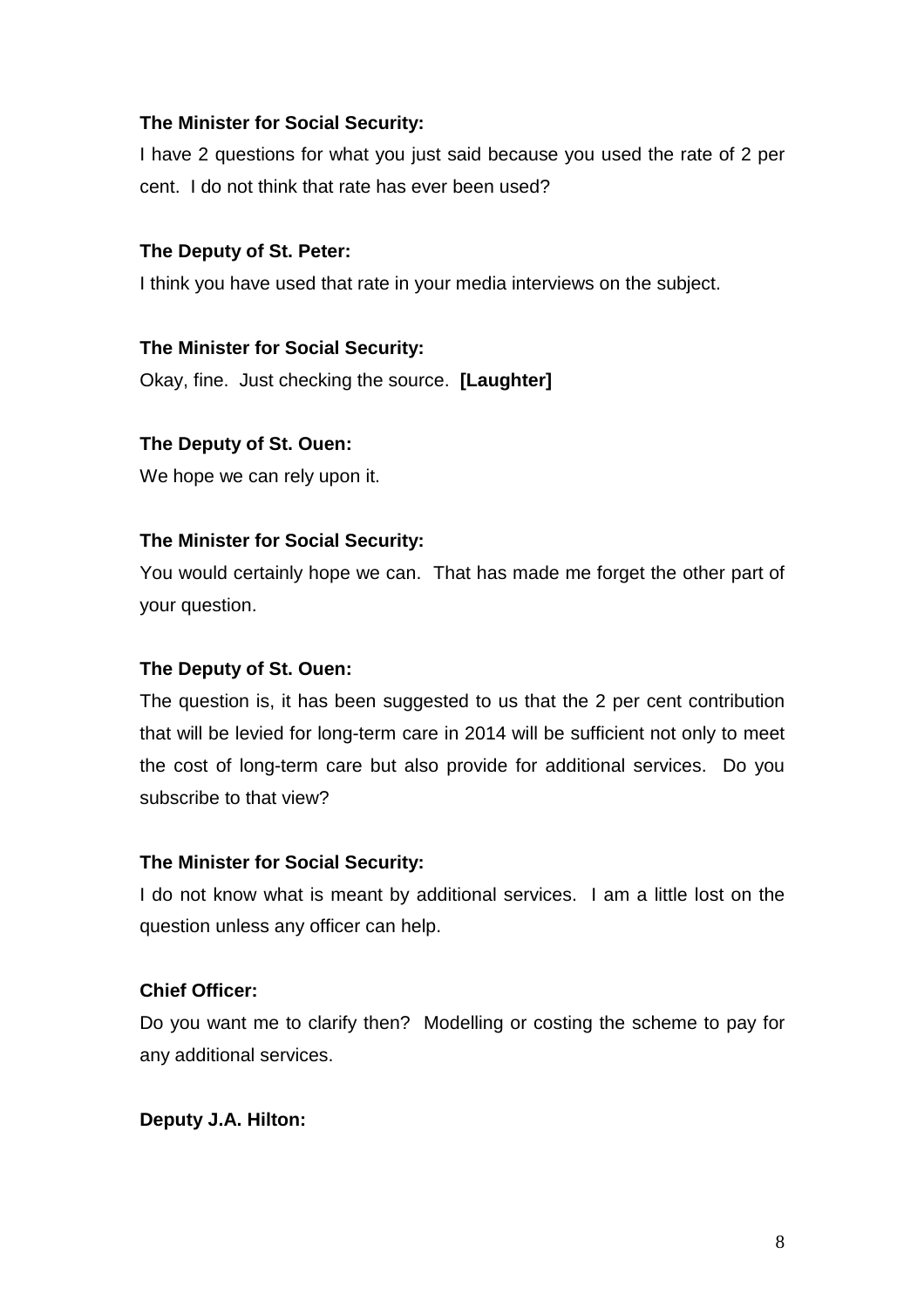**The Minister for Social Security:**

I have 2 questions for what you just said because you used the rate of 2 per cent. I do not think that rate has ever been used?

**The Deputy of St. Peter:**

I think you have used that rate in your media interviews on the subject.

**The Minister for Social Security:**

Okay, fine. Just checking the source. **[Laughter]**

**The Deputy of St. Ouen:**

We hope we can rely upon it.

**The Minister for Social Security:**

You would certainly hope we can. That has made me forget the other part of your question.

**The Deputy of St. Ouen:**

The question is, it has been suggested to us that the 2 per cent contribution that will be levied for long-term care in 2014 will be sufficient not only to meet the cost of long-term care but also provide for additional services. Do you subscribe to that view?

**The Minister for Social Security:**

I do not know what is meant by additional services. I am a little lost on the question unless any officer can help.

**Chief Officer:**

Do you want me to clarify then? Modelling or costing the scheme to pay for any additional services.

**Deputy J.A. Hilton:**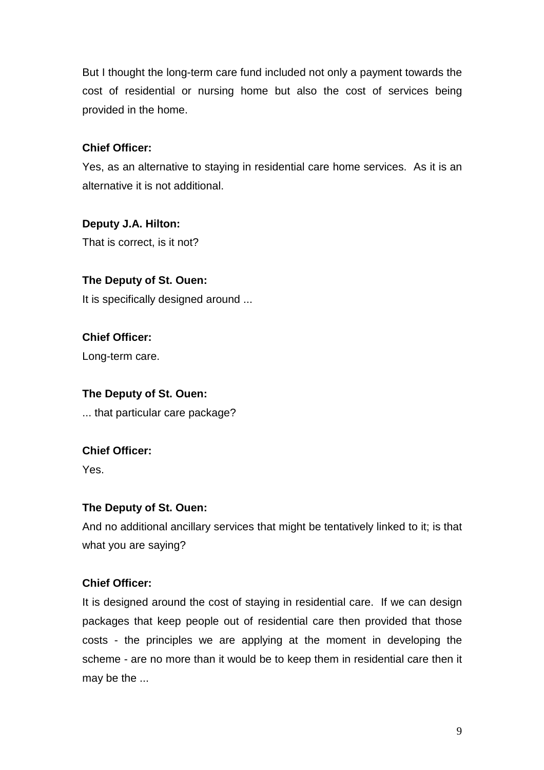But I thought the long-term care fund included not only a payment towards the cost of residential or nursing home but also the cost of services being provided in the home.

**Chief Officer:**

Yes, as an alternative to staying in residential care home services. As it is an alternative it is not additional.

**Deputy J.A. Hilton:**

That is correct, is it not?

**The Deputy of St. Ouen:**

It is specifically designed around ...

**Chief Officer:**

Long-term care.

**The Deputy of St. Ouen:**

... that particular care package?

**Chief Officer:**

Yes.

**The Deputy of St. Ouen:**

And no additional ancillary services that might be tentatively linked to it; is that what you are saying?

**Chief Officer:**

It is designed around the cost of staying in residential care. If we can design packages that keep people out of residential care then provided that those costs - the principles we are applying at the moment in developing the scheme - are no more than it would be to keep them in residential care then it may be the ...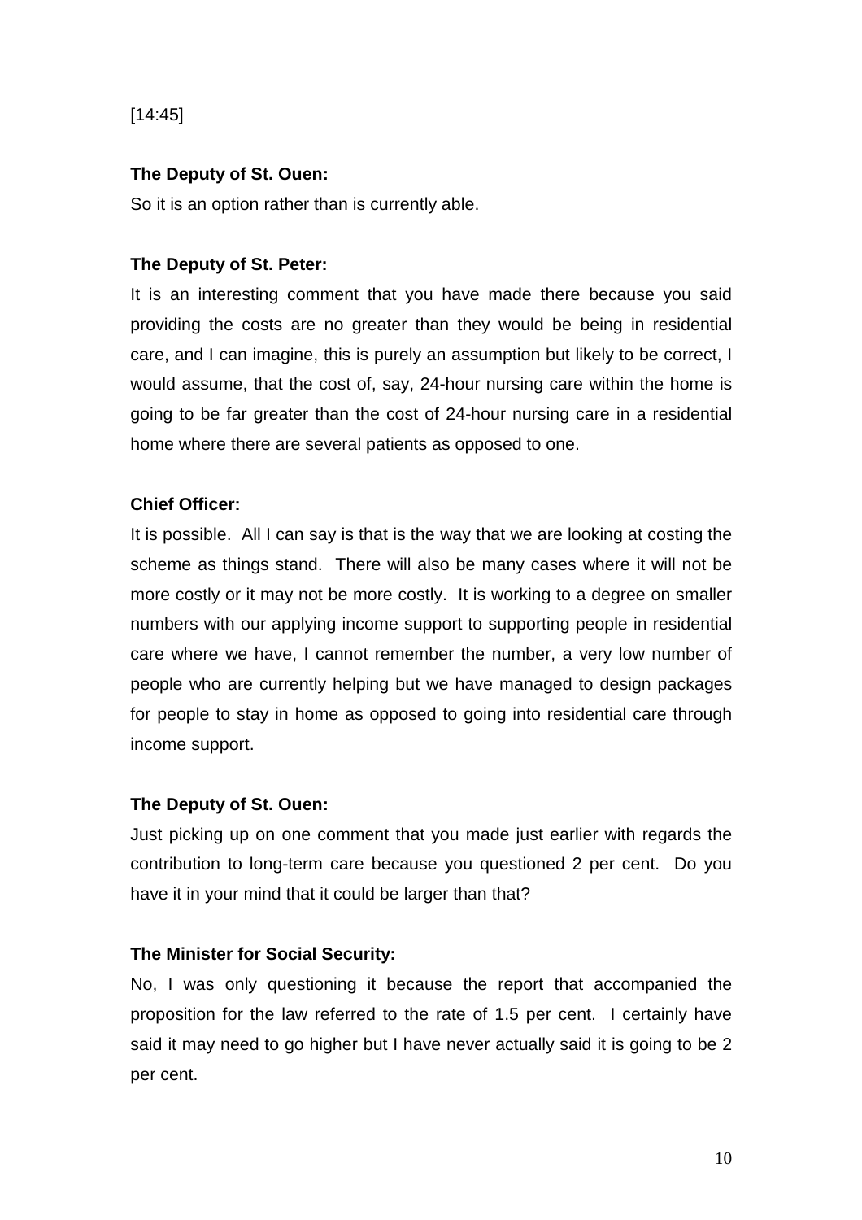[14:45]

**The Deputy of St. Ouen:**

So it is an option rather than is currently able.

**The Deputy of St. Peter:**

It is an interesting comment that you have made there because you said providing the costs are no greater than they would be being in residential care, and I can imagine, this is purely an assumption but likely to be correct, I would assume, that the cost of, say, 24-hour nursing care within the home is going to be far greater than the cost of 24-hour nursing care in a residential home where there are several patients as opposed to one.

**Chief Officer:**

It is possible. All I can say is that is the way that we are looking at costing the scheme as things stand. There will also be many cases where it will not be more costly or it may not be more costly. It is working to a degree on smaller numbers with our applying income support to supporting people in residential care where we have, I cannot remember the number, a very low number of people who are currently helping but we have managed to design packages for people to stay in home as opposed to going into residential care through income support.

**The Deputy of St. Ouen:**

Just picking up on one comment that you made just earlier with regards the contribution to long-term care because you questioned 2 per cent. Do you have it in your mind that it could be larger than that?

**The Minister for Social Security:**

No, I was only questioning it because the report that accompanied the proposition for the law referred to the rate of 1.5 per cent. I certainly have said it may need to go higher but I have never actually said it is going to be 2 per cent.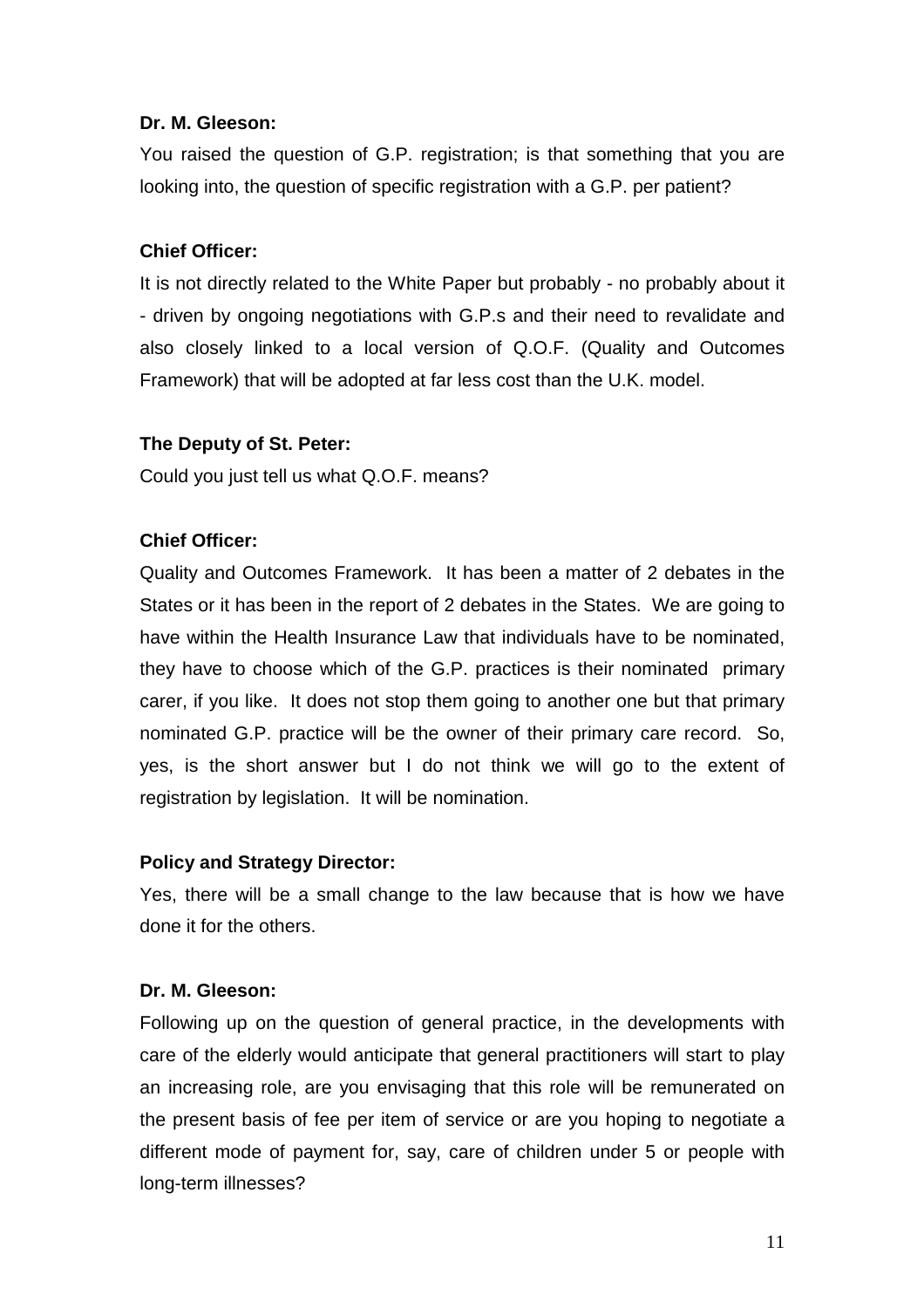**Dr. M. Gleeson:**

You raised the question of G.P. registration; is that something that you are looking into, the question of specific registration with a G.P. per patient?

**Chief Officer:**

It is not directly related to the White Paper but probably - no probably about it - driven by ongoing negotiations with G.P.s and their need to revalidate and also closely linked to a local version of Q.O.F. (Quality and Outcomes Framework) that will be adopted at far less cost than the U.K. model.

**The Deputy of St. Peter:**

Could you just tell us what Q.O.F. means?

**Chief Officer:**

Quality and Outcomes Framework. It has been a matter of 2 debates in the States or it has been in the report of 2 debates in the States. We are going to have within the Health Insurance Law that individuals have to be nominated, they have to choose which of the G.P. practices is their nominated primary carer, if you like. It does not stop them going to another one but that primary nominated G.P. practice will be the owner of their primary care record. So, yes, is the short answer but I do not think we will go to the extent of registration by legislation. It will be nomination.

**Policy and Strategy Director:**

Yes, there will be a small change to the law because that is how we have done it for the others.

**Dr. M. Gleeson:**

Following up on the question of general practice, in the developments with care of the elderly would anticipate that general practitioners will start to play an increasing role, are you envisaging that this role will be remunerated on the present basis of fee per item of service or are you hoping to negotiate a different mode of payment for, say, care of children under 5 or people with long-term illnesses?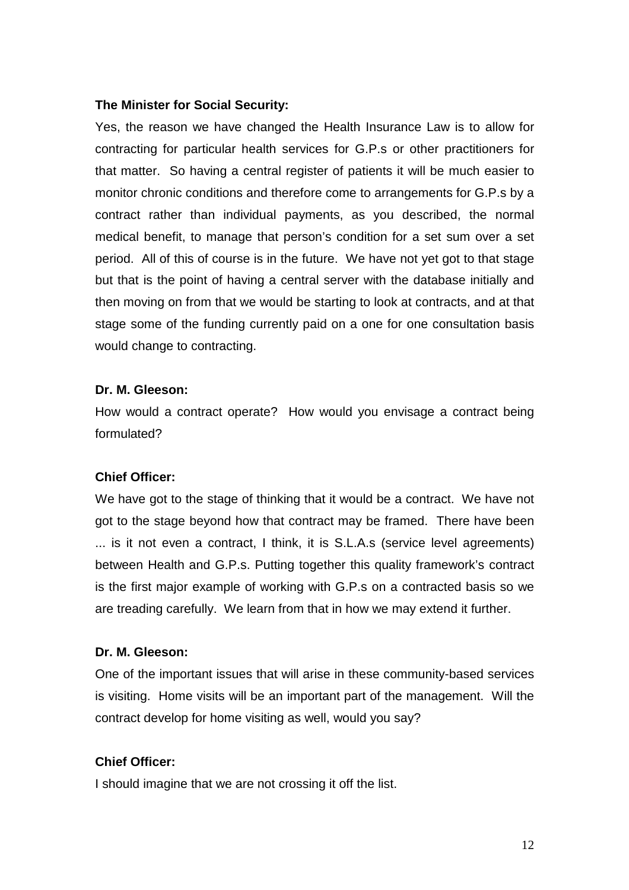**The Minister for Social Security:**

Yes, the reason we have changed the Health Insurance Law is to allow for contracting for particular health services for G.P.s or other practitioners for that matter. So having a central register of patients it will be much easier to monitor chronic conditions and therefore come to arrangements for G.P.s by a contract rather than individual payments, as you described, the normal medical benefit, to manage that person's condition for a set sum over a set period. All of this of course is in the future. We have not yet got to that stage but that is the point of having a central server with the database initially and then moving on from that we would be starting to look at contracts, and at that stage some of the funding currently paid on a one for one consultation basis would change to contracting.

**Dr. M. Gleeson:**

How would a contract operate? How would you envisage a contract being formulated?

**Chief Officer:**

We have got to the stage of thinking that it would be a contract. We have not got to the stage beyond how that contract may be framed. There have been ... is it not even a contract, I think, it is S.L.A.s (service level agreements) between Health and G.P.s. Putting together this quality framework's contract is the first major example of working with G.P.s on a contracted basis so we are treading carefully. We learn from that in how we may extend it further.

**Dr. M. Gleeson:**

One of the important issues that will arise in these community-based services is visiting. Home visits will be an important part of the management. Will the contract develop for home visiting as well, would you say?

**Chief Officer:**

I should imagine that we are not crossing it off the list.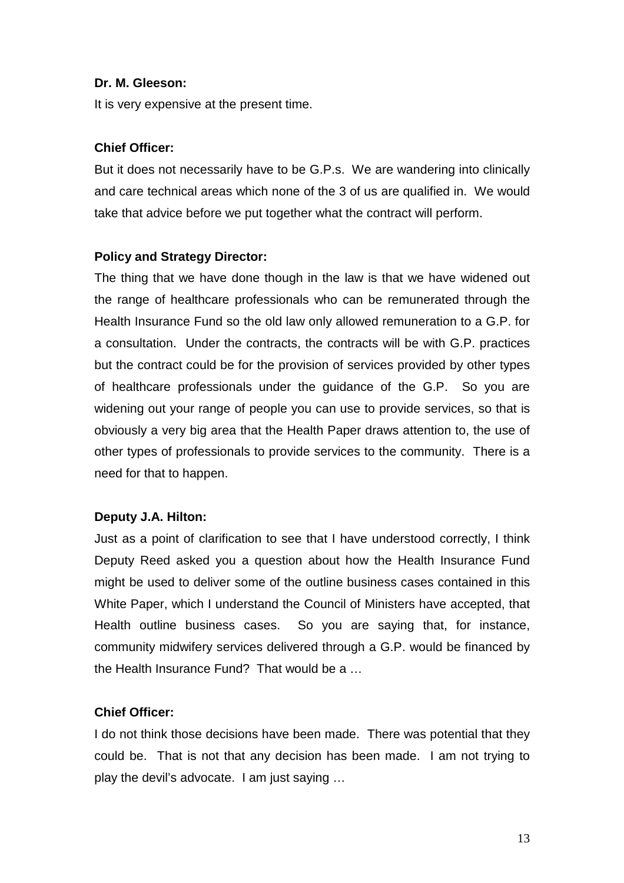**Dr. M. Gleeson:**

It is very expensive at the present time.

**Chief Officer:**

But it does not necessarily have to be G.P.s. We are wandering into clinically and care technical areas which none of the 3 of us are qualified in. We would take that advice before we put together what the contract will perform.

**Policy and Strategy Director:**

The thing that we have done though in the law is that we have widened out the range of healthcare professionals who can be remunerated through the Health Insurance Fund so the old law only allowed remuneration to a G.P. for a consultation. Under the contracts, the contracts will be with G.P. practices but the contract could be for the provision of services provided by other types of healthcare professionals under the guidance of the G.P. So you are widening out your range of people you can use to provide services, so that is obviously a very big area that the Health Paper draws attention to, the use of other types of professionals to provide services to the community. There is a need for that to happen.

**Deputy J.A. Hilton:**

Just as a point of clarification to see that I have understood correctly, I think Deputy Reed asked you a question about how the Health Insurance Fund might be used to deliver some of the outline business cases contained in this White Paper, which I understand the Council of Ministers have accepted, that Health outline business cases. So you are saying that, for instance, community midwifery services delivered through a G.P. would be financed by the Health Insurance Fund? That would be a …

**Chief Officer:**

I do not think those decisions have been made. There was potential that they could be. That is not that any decision has been made. I am not trying to play the devil's advocate. I am just saying …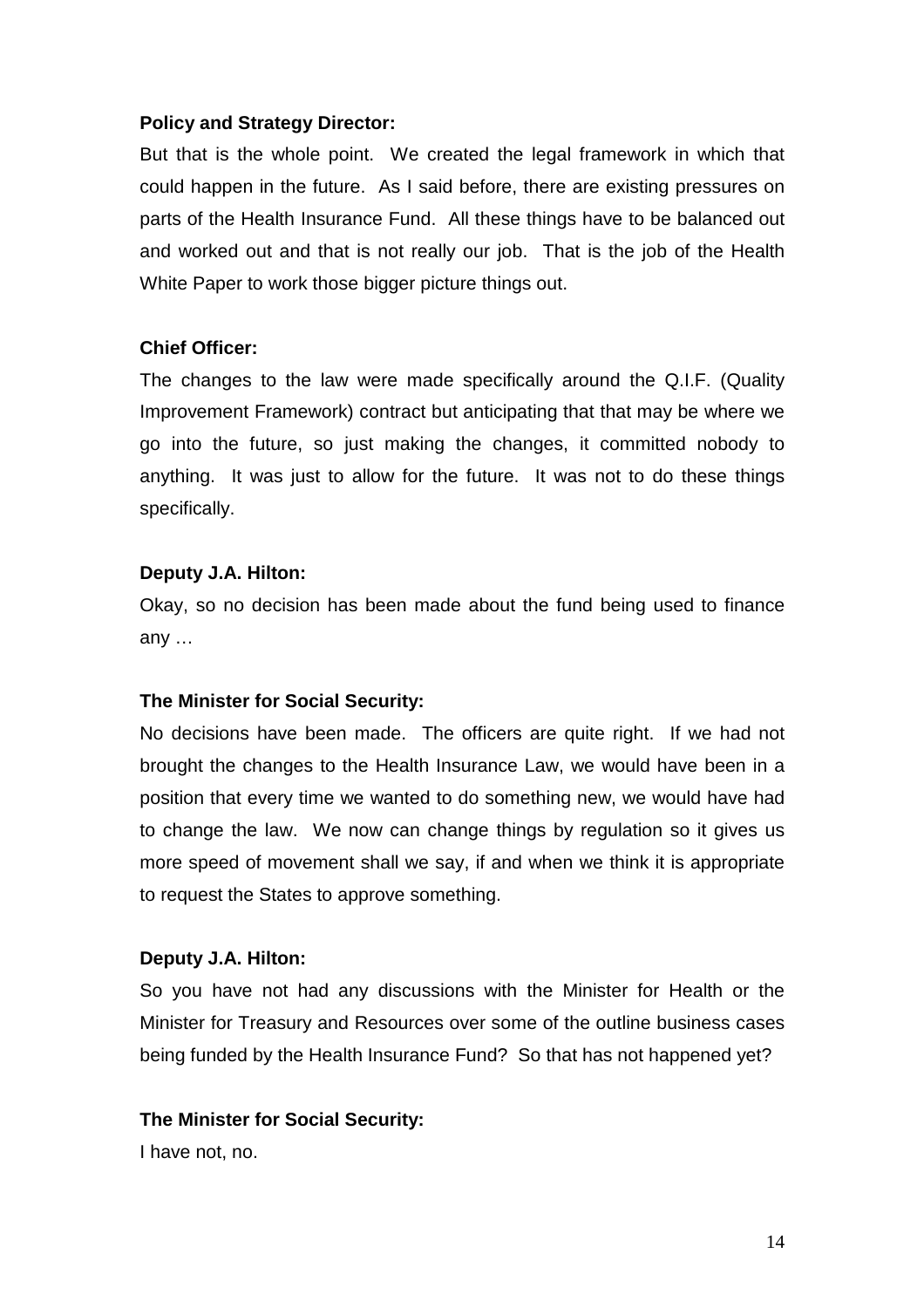**Policy and Strategy Director:**

But that is the whole point. We created the legal framework in which that could happen in the future. As I said before, there are existing pressures on parts of the Health Insurance Fund. All these things have to be balanced out and worked out and that is not really our job. That is the job of the Health White Paper to work those bigger picture things out.

**Chief Officer:**

The changes to the law were made specifically around the Q.I.F. (Quality Improvement Framework) contract but anticipating that that may be where we go into the future, so just making the changes, it committed nobody to anything. It was just to allow for the future. It was not to do these things specifically.

**Deputy J.A. Hilton:**

Okay, so no decision has been made about the fund being used to finance any …

**The Minister for Social Security:**

No decisions have been made. The officers are quite right. If we had not brought the changes to the Health Insurance Law, we would have been in a position that every time we wanted to do something new, we would have had to change the law. We now can change things by regulation so it gives us more speed of movement shall we say, if and when we think it is appropriate to request the States to approve something.

**Deputy J.A. Hilton:**

So you have not had any discussions with the Minister for Health or the Minister for Treasury and Resources over some of the outline business cases being funded by the Health Insurance Fund? So that has not happened yet?

**The Minister for Social Security:**

I have not, no.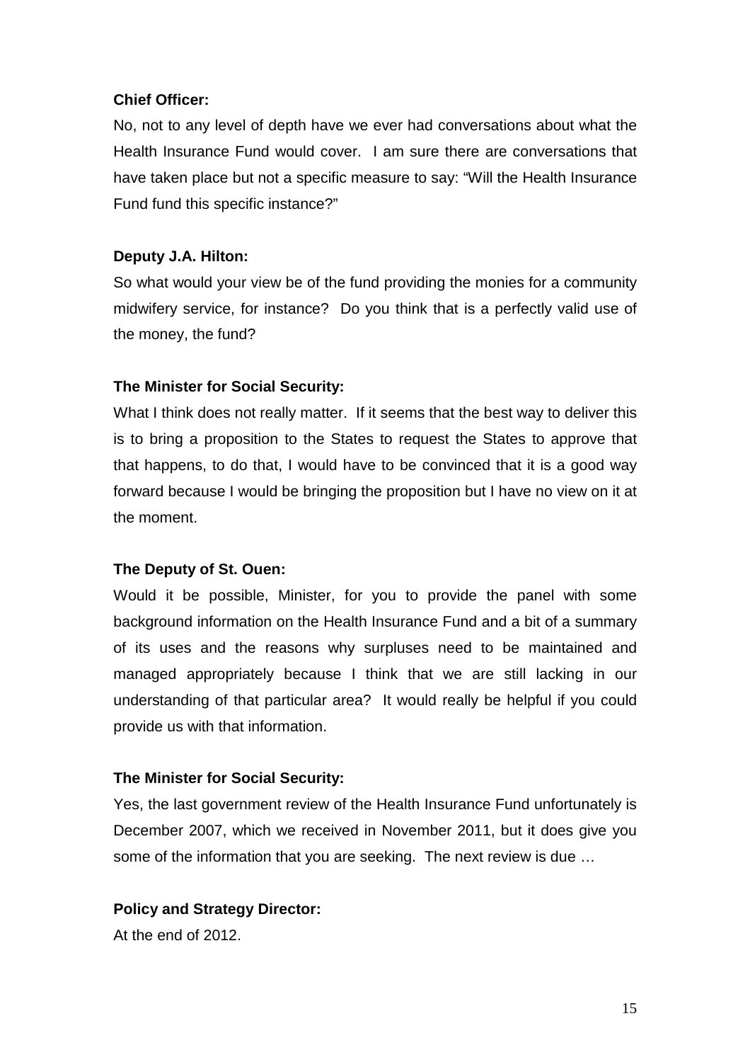**Chief Officer:**

No, not to any level of depth have we ever had conversations about what the Health Insurance Fund would cover. I am sure there are conversations that have taken place but not a specific measure to say: "Will the Health Insurance Fund fund this specific instance?"

**Deputy J.A. Hilton:**

So what would your view be of the fund providing the monies for a community midwifery service, for instance? Do you think that is a perfectly valid use of the money, the fund?

**The Minister for Social Security:**

What I think does not really matter. If it seems that the best way to deliver this is to bring a proposition to the States to request the States to approve that that happens, to do that, I would have to be convinced that it is a good way forward because I would be bringing the proposition but I have no view on it at the moment.

**The Deputy of St. Ouen:**

Would it be possible, Minister, for you to provide the panel with some background information on the Health Insurance Fund and a bit of a summary of its uses and the reasons why surpluses need to be maintained and managed appropriately because I think that we are still lacking in our understanding of that particular area? It would really be helpful if you could provide us with that information.

**The Minister for Social Security:**

Yes, the last government review of the Health Insurance Fund unfortunately is December 2007, which we received in November 2011, but it does give you some of the information that you are seeking. The next review is due …

**Policy and Strategy Director:**

At the end of 2012.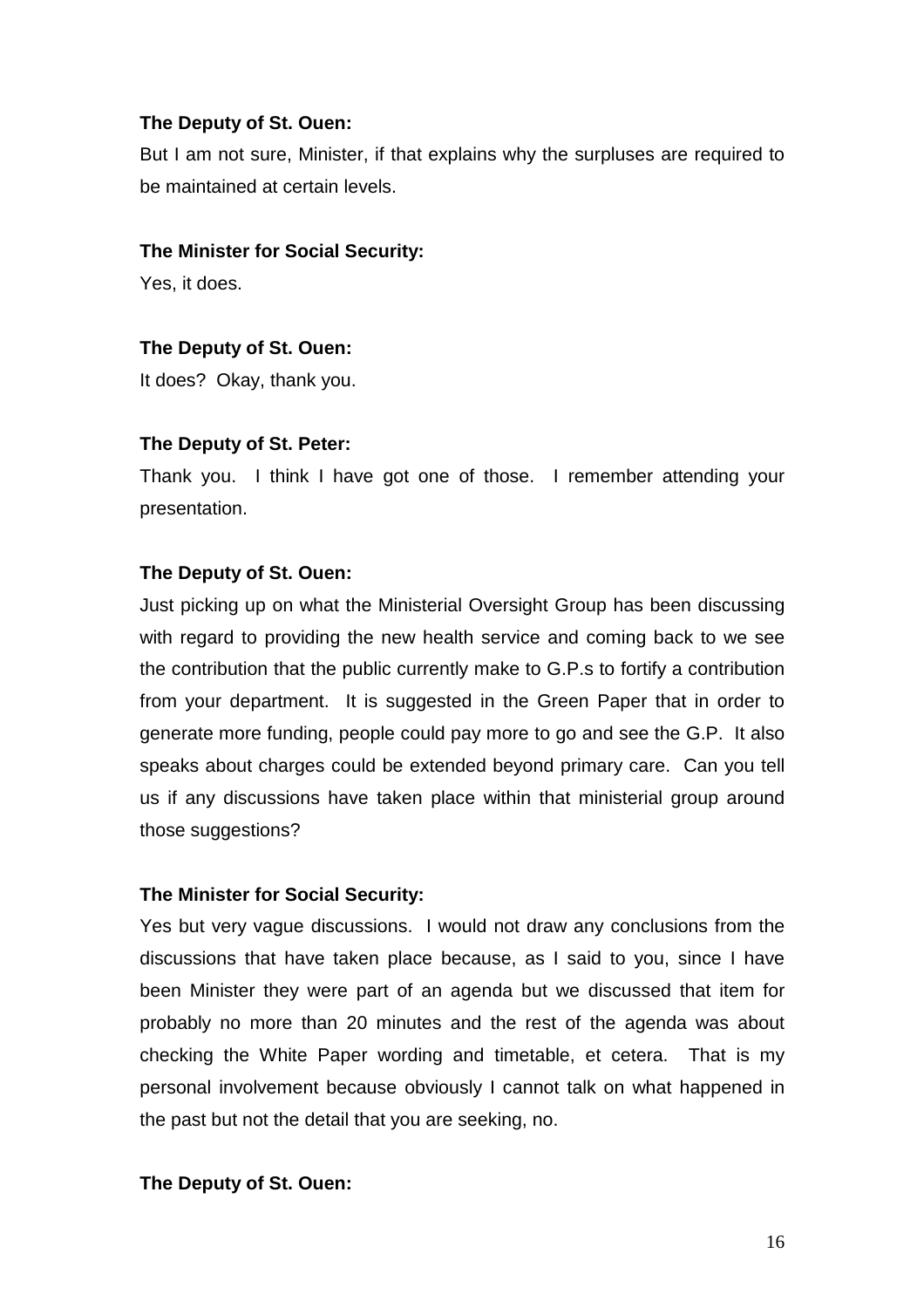**The Deputy of St. Ouen:**

But I am not sure, Minister, if that explains why the surpluses are required to be maintained at certain levels.

**The Minister for Social Security:**

Yes, it does.

**The Deputy of St. Ouen:**

It does? Okay, thank you.

**The Deputy of St. Peter:**

Thank you. I think I have got one of those. I remember attending your presentation.

**The Deputy of St. Ouen:**

Just picking up on what the Ministerial Oversight Group has been discussing with regard to providing the new health service and coming back to we see the contribution that the public currently make to G.P.s to fortify a contribution from your department. It is suggested in the Green Paper that in order to generate more funding, people could pay more to go and see the G.P. It also speaks about charges could be extended beyond primary care. Can you tell us if any discussions have taken place within that ministerial group around those suggestions?

**The Minister for Social Security:**

Yes but very vague discussions. I would not draw any conclusions from the discussions that have taken place because, as I said to you, since I have been Minister they were part of an agenda but we discussed that item for probably no more than 20 minutes and the rest of the agenda was about checking the White Paper wording and timetable, et cetera. That is my personal involvement because obviously I cannot talk on what happened in the past but not the detail that you are seeking, no.

**The Deputy of St. Ouen:**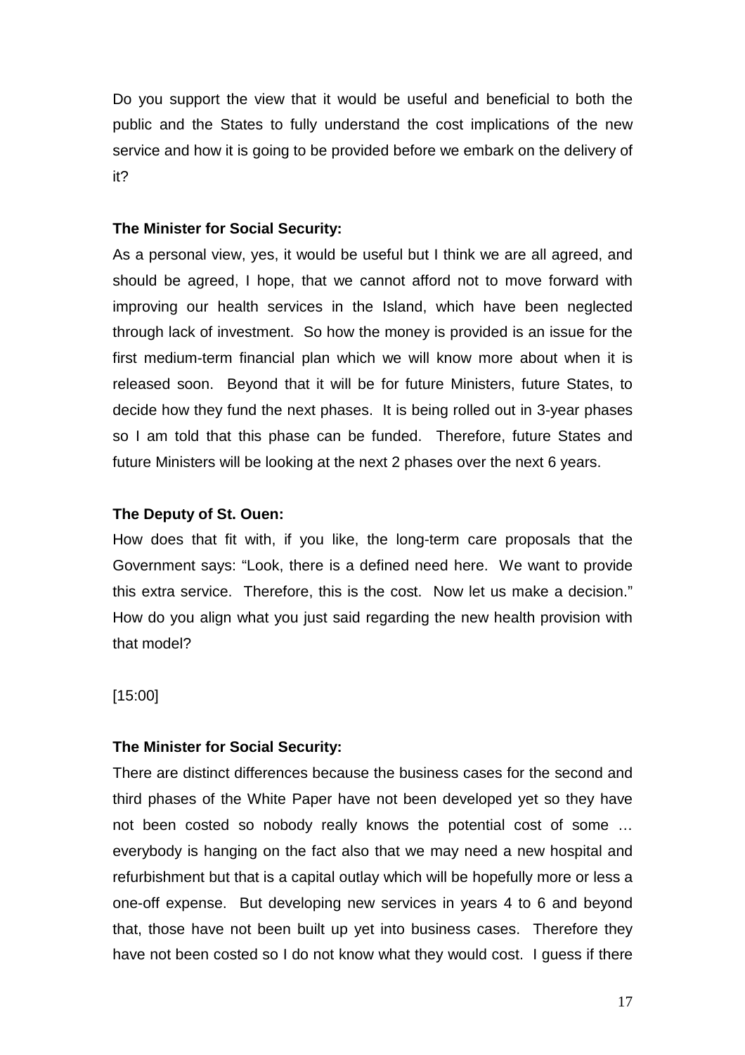Do you support the view that it would be useful and beneficial to both the public and the States to fully understand the cost implications of the new service and how it is going to be provided before we embark on the delivery of it?

**The Minister for Social Security:**

As a personal view, yes, it would be useful but I think we are all agreed, and should be agreed, I hope, that we cannot afford not to move forward with improving our health services in the Island, which have been neglected through lack of investment. So how the money is provided is an issue for the first medium-term financial plan which we will know more about when it is released soon. Beyond that it will be for future Ministers, future States, to decide how they fund the next phases. It is being rolled out in 3-year phases so I am told that this phase can be funded. Therefore, future States and future Ministers will be looking at the next 2 phases over the next 6 years.

**The Deputy of St. Ouen:**

How does that fit with, if you like, the long-term care proposals that the Government says: "Look, there is a defined need here. We want to provide this extra service. Therefore, this is the cost. Now let us make a decision." How do you align what you just said regarding the new health provision with that model?

[15:00]

**The Minister for Social Security:**

There are distinct differences because the business cases for the second and third phases of the White Paper have not been developed yet so they have not been costed so nobody really knows the potential cost of some … everybody is hanging on the fact also that we may need a new hospital and refurbishment but that is a capital outlay which will be hopefully more or less a one-off expense. But developing new services in years 4 to 6 and beyond that, those have not been built up yet into business cases. Therefore they have not been costed so I do not know what they would cost. I guess if there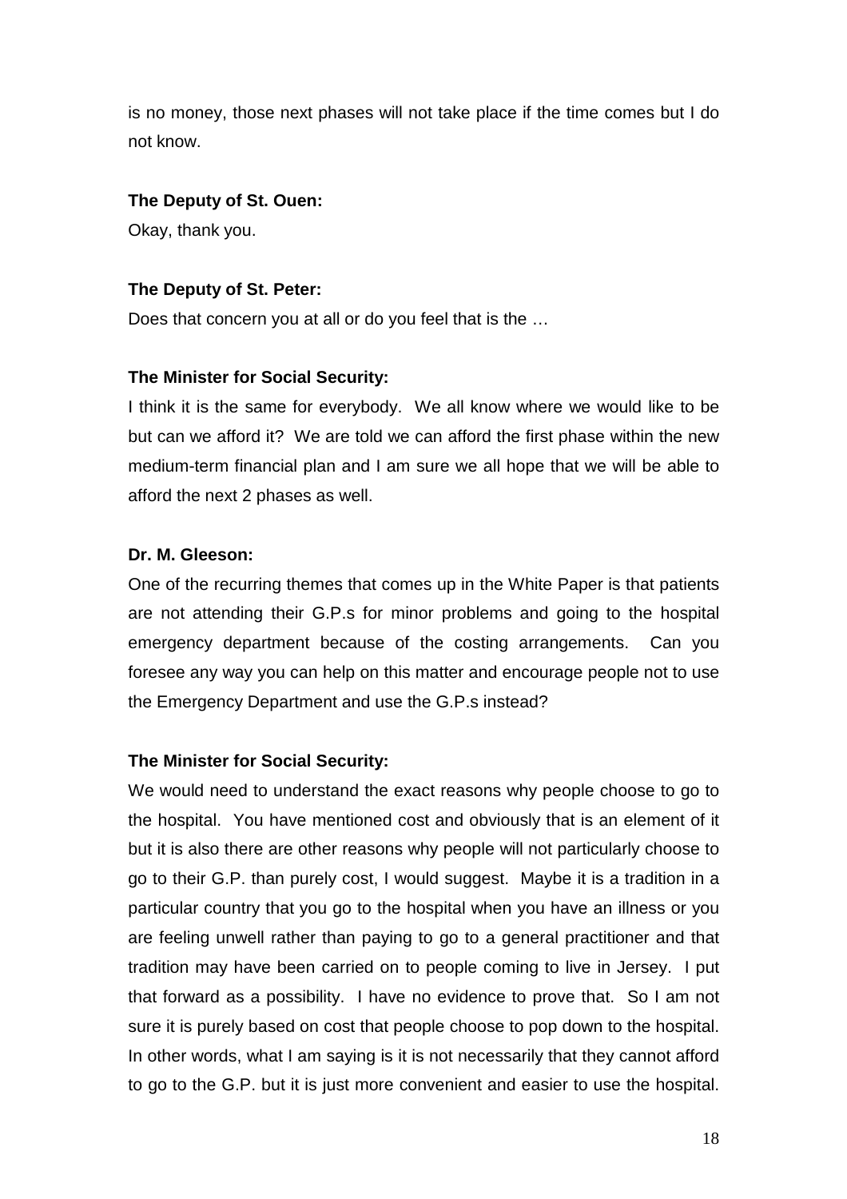is no money, those next phases will not take place if the time comes but I do not know.

**The Deputy of St. Ouen:**

Okay, thank you.

**The Deputy of St. Peter:**

Does that concern you at all or do you feel that is the …

**The Minister for Social Security:**

I think it is the same for everybody. We all know where we would like to be but can we afford it? We are told we can afford the first phase within the new medium-term financial plan and I am sure we all hope that we will be able to afford the next 2 phases as well.

**Dr. M. Gleeson:**

One of the recurring themes that comes up in the White Paper is that patients are not attending their G.P.s for minor problems and going to the hospital emergency department because of the costing arrangements. Can you foresee any way you can help on this matter and encourage people not to use the Emergency Department and use the G.P.s instead?

**The Minister for Social Security:**

We would need to understand the exact reasons why people choose to go to the hospital. You have mentioned cost and obviously that is an element of it but it is also there are other reasons why people will not particularly choose to go to their G.P. than purely cost, I would suggest. Maybe it is a tradition in a particular country that you go to the hospital when you have an illness or you are feeling unwell rather than paying to go to a general practitioner and that tradition may have been carried on to people coming to live in Jersey. I put that forward as a possibility. I have no evidence to prove that. So I am not sure it is purely based on cost that people choose to pop down to the hospital. In other words, what I am saying is it is not necessarily that they cannot afford to go to the G.P. but it is just more convenient and easier to use the hospital.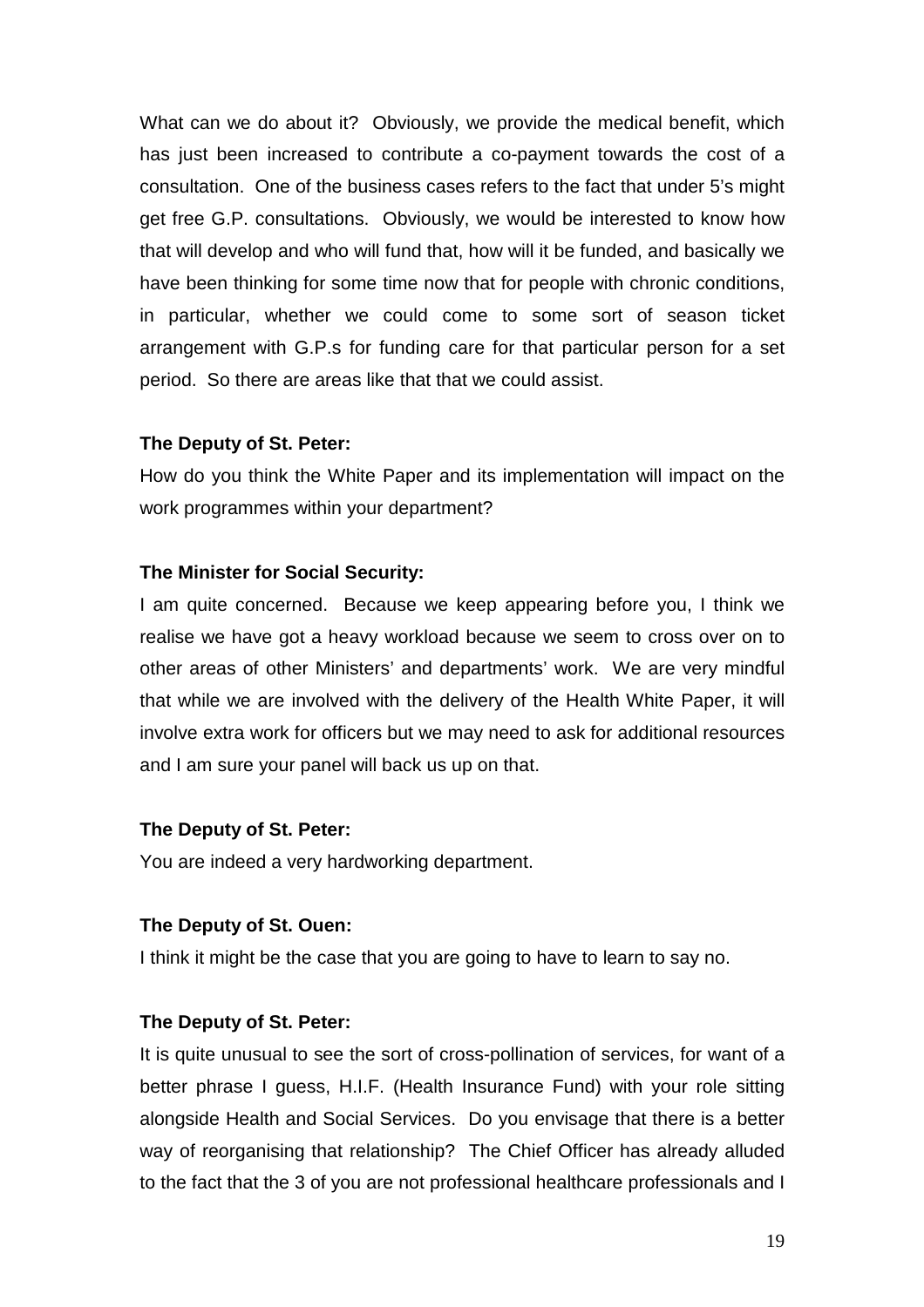What can we do about it? Obviously, we provide the medical benefit, which has just been increased to contribute a co-payment towards the cost of a consultation. One of the business cases refers to the fact that under 5's might get free G.P. consultations. Obviously, we would be interested to know how that will develop and who will fund that, how will it be funded, and basically we have been thinking for some time now that for people with chronic conditions, in particular, whether we could come to some sort of season ticket arrangement with G.P.s for funding care for that particular person for a set period. So there are areas like that that we could assist.

**The Deputy of St. Peter:**

How do you think the White Paper and its implementation will impact on the work programmes within your department?

**The Minister for Social Security:**

I am quite concerned. Because we keep appearing before you, I think we realise we have got a heavy workload because we seem to cross over on to other areas of other Ministers' and departments' work. We are very mindful that while we are involved with the delivery of the Health White Paper, it will involve extra work for officers but we may need to ask for additional resources and I am sure your panel will back us up on that.

**The Deputy of St. Peter:**

You are indeed a very hardworking department.

**The Deputy of St. Ouen:**

I think it might be the case that you are going to have to learn to say no.

**The Deputy of St. Peter:**

It is quite unusual to see the sort of cross-pollination of services, for want of a better phrase I guess, H.I.F. (Health Insurance Fund) with your role sitting alongside Health and Social Services. Do you envisage that there is a better way of reorganising that relationship? The Chief Officer has already alluded to the fact that the 3 of you are not professional healthcare professionals and I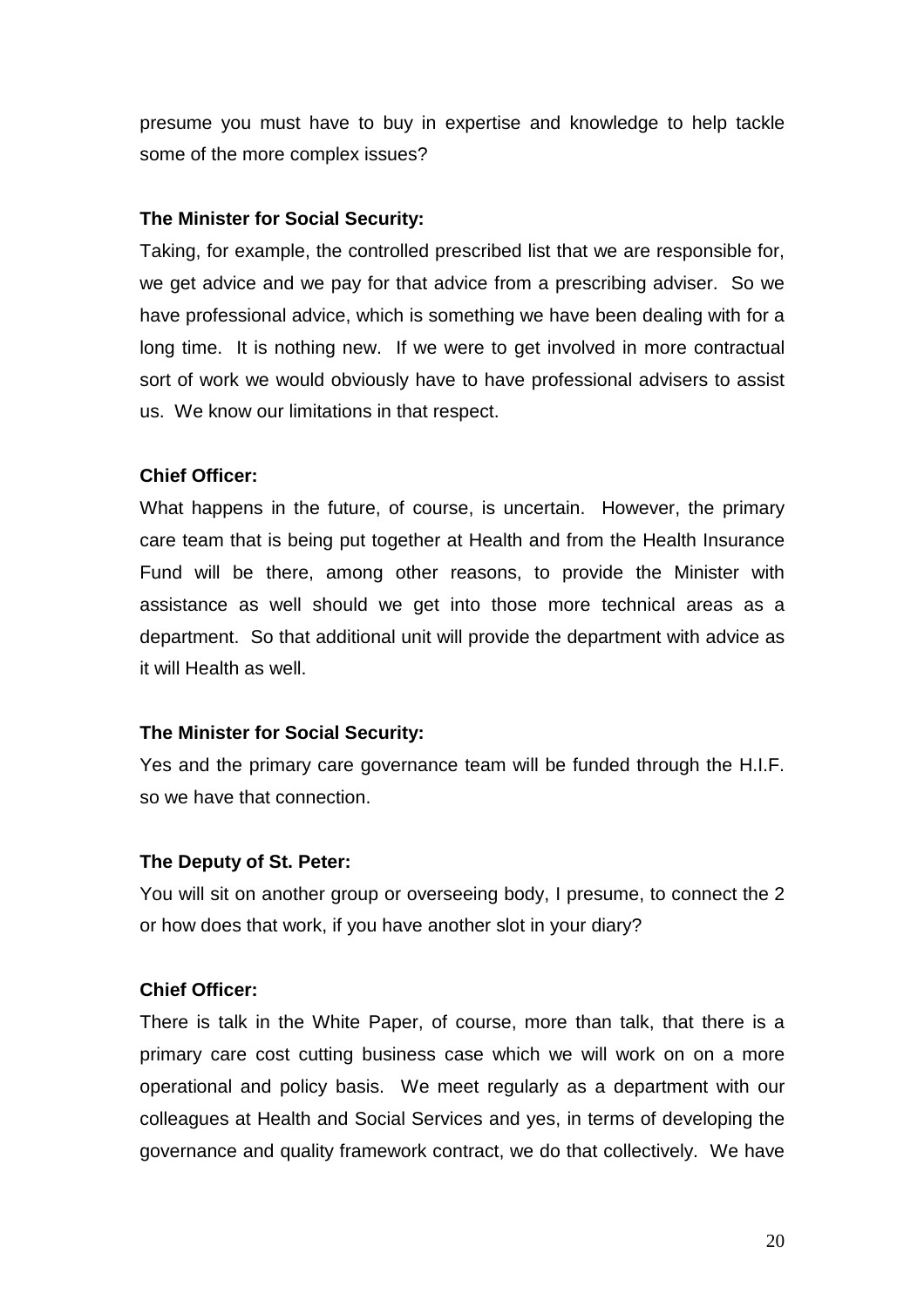presume you must have to buy in expertise and knowledge to help tackle some of the more complex issues?

**The Minister for Social Security:**

Taking, for example, the controlled prescribed list that we are responsible for, we get advice and we pay for that advice from a prescribing adviser. So we have professional advice, which is something we have been dealing with for a long time. It is nothing new. If we were to get involved in more contractual sort of work we would obviously have to have professional advisers to assist us. We know our limitations in that respect.

**Chief Officer:**

What happens in the future, of course, is uncertain. However, the primary care team that is being put together at Health and from the Health Insurance Fund will be there, among other reasons, to provide the Minister with assistance as well should we get into those more technical areas as a department. So that additional unit will provide the department with advice as it will Health as well.

**The Minister for Social Security:**

Yes and the primary care governance team will be funded through the H.I.F. so we have that connection.

**The Deputy of St. Peter:**

You will sit on another group or overseeing body, I presume, to connect the 2 or how does that work, if you have another slot in your diary?

**Chief Officer:**

There is talk in the White Paper, of course, more than talk, that there is a primary care cost cutting business case which we will work on on a more operational and policy basis. We meet regularly as a department with our colleagues at Health and Social Services and yes, in terms of developing the governance and quality framework contract, we do that collectively. We have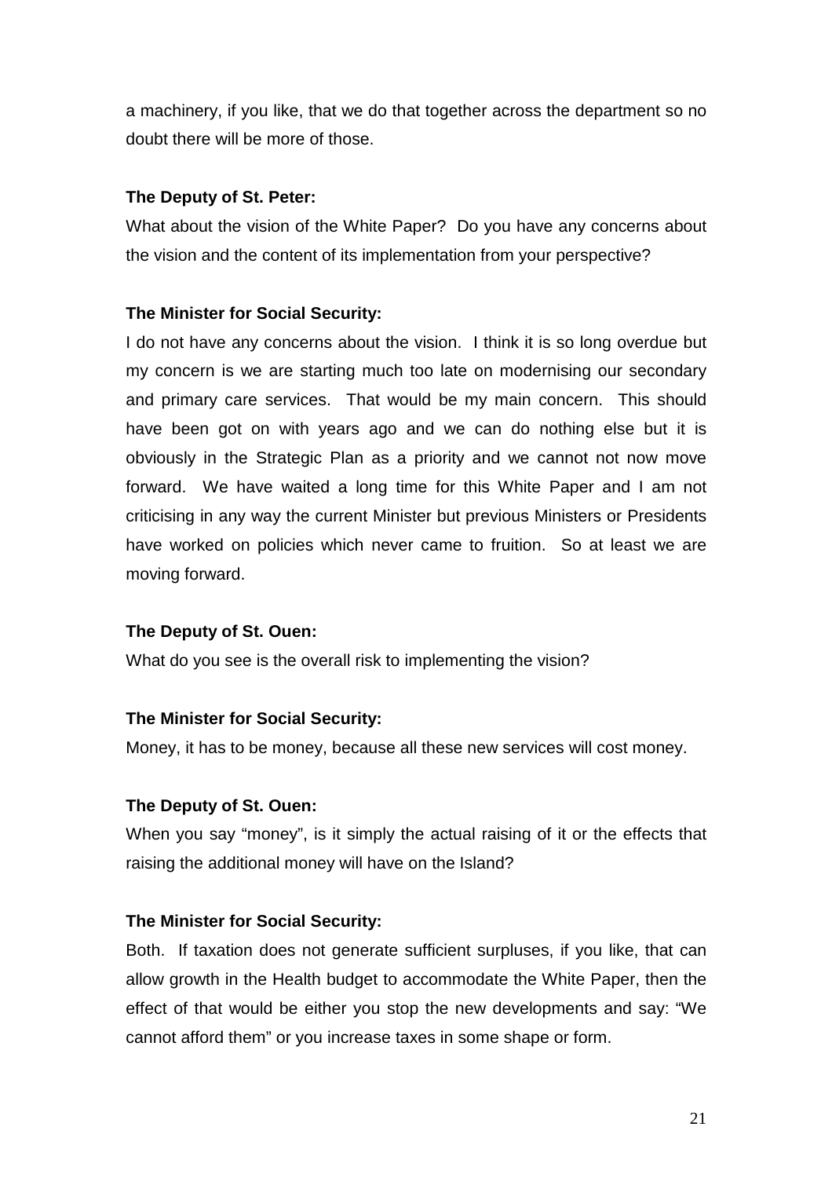a machinery, if you like, that we do that together across the department so no doubt there will be more of those.

**The Deputy of St. Peter:**

What about the vision of the White Paper? Do you have any concerns about the vision and the content of its implementation from your perspective?

**The Minister for Social Security:**

I do not have any concerns about the vision. I think it is so long overdue but my concern is we are starting much too late on modernising our secondary and primary care services. That would be my main concern. This should have been got on with years ago and we can do nothing else but it is obviously in the Strategic Plan as a priority and we cannot not now move forward. We have waited a long time for this White Paper and I am not criticising in any way the current Minister but previous Ministers or Presidents have worked on policies which never came to fruition. So at least we are moving forward.

**The Deputy of St. Ouen:**

What do you see is the overall risk to implementing the vision?

**The Minister for Social Security:**

Money, it has to be money, because all these new services will cost money.

**The Deputy of St. Ouen:**

When you say "money", is it simply the actual raising of it or the effects that raising the additional money will have on the Island?

**The Minister for Social Security:**

Both. If taxation does not generate sufficient surpluses, if you like, that can allow growth in the Health budget to accommodate the White Paper, then the effect of that would be either you stop the new developments and say: "We cannot afford them" or you increase taxes in some shape or form.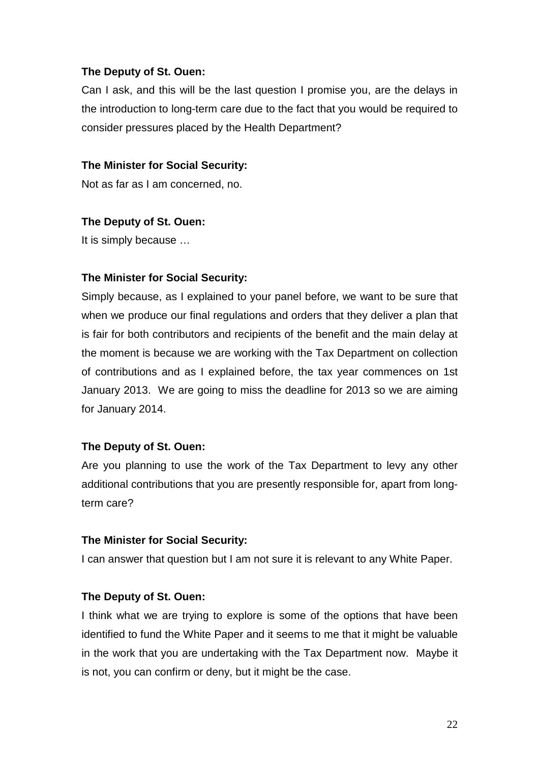**The Deputy of St. Ouen:**

Can I ask, and this will be the last question I promise you, are the delays in the introduction to long-term care due to the fact that you would be required to consider pressures placed by the Health Department?

**The Minister for Social Security:**

Not as far as I am concerned, no.

**The Deputy of St. Ouen:**

It is simply because …

**The Minister for Social Security:**

Simply because, as I explained to your panel before, we want to be sure that when we produce our final regulations and orders that they deliver a plan that is fair for both contributors and recipients of the benefit and the main delay at the moment is because we are working with the Tax Department on collection of contributions and as I explained before, the tax year commences on 1st January 2013. We are going to miss the deadline for 2013 so we are aiming for January 2014.

**The Deputy of St. Ouen:**

Are you planning to use the work of the Tax Department to levy any other additional contributions that you are presently responsible for, apart from long-term care?

**The Minister for Social Security:**

I can answer that question but I am not sure it is relevant to any White Paper.

**The Deputy of St. Ouen:**

I think what we are trying to explore is some of the options that have been identified to fund the White Paper and it seems to me that it might be valuable in the work that you are undertaking with the Tax Department now. Maybe it is not, you can confirm or deny, but it might be the case.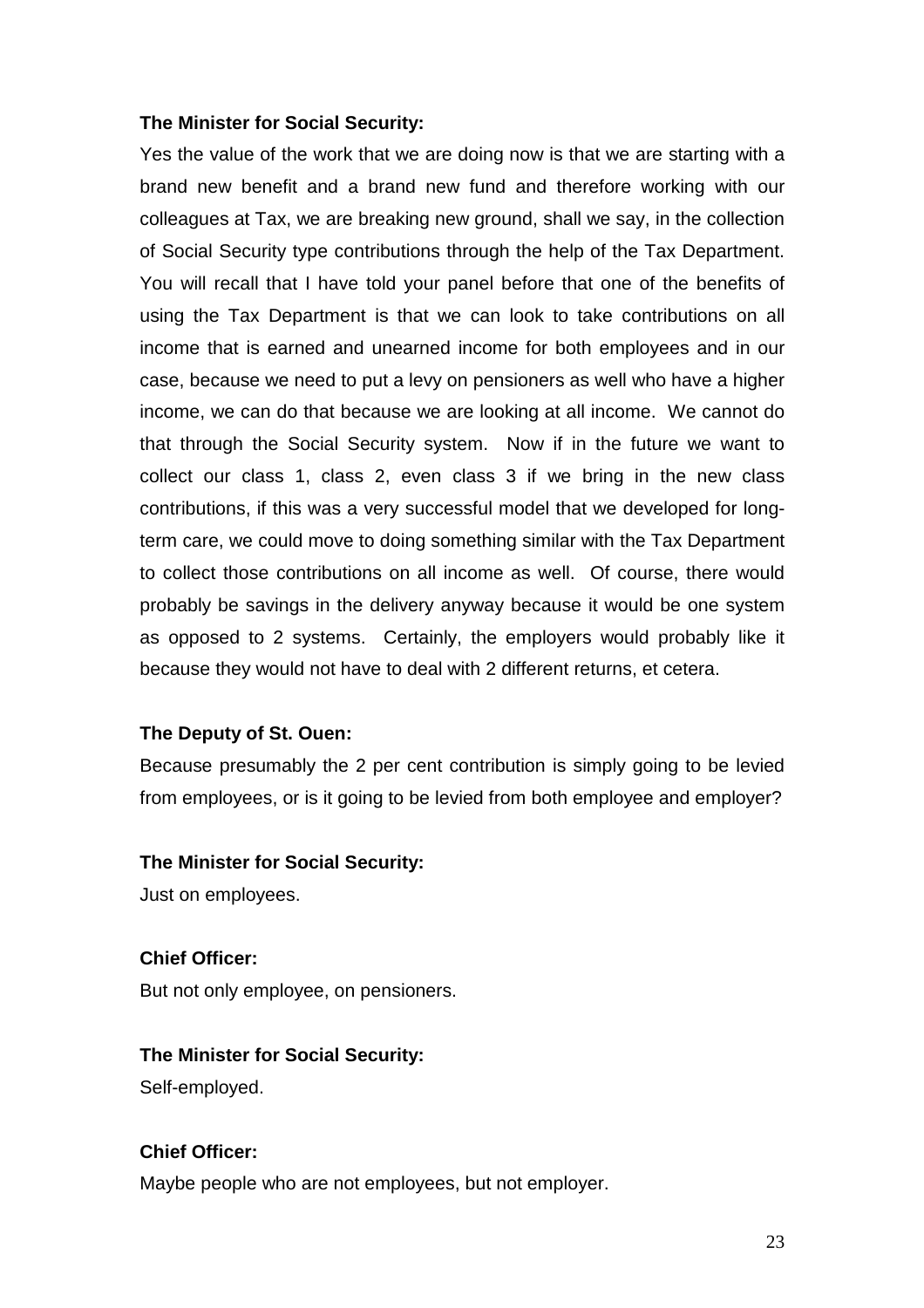**The Minister for Social Security:**

Yes the value of the work that we are doing now is that we are starting with a brand new benefit and a brand new fund and therefore working with our colleagues at Tax, we are breaking new ground, shall we say, in the collection of Social Security type contributions through the help of the Tax Department. You will recall that I have told your panel before that one of the benefits of using the Tax Department is that we can look to take contributions on all income that is earned and unearned income for both employees and in our case, because we need to put a levy on pensioners as well who have a higher income, we can do that because we are looking at all income. We cannot do that through the Social Security system. Now if in the future we want to collect our class 1, class 2, even class 3 if we bring in the new class contributions, if this was a very successful model that we developed for long-term care, we could move to doing something similar with the Tax Department to collect those contributions on all income as well. Of course, there would probably be savings in the delivery anyway because it would be one system as opposed to 2 systems. Certainly, the employers would probably like it because they would not have to deal with 2 different returns, et cetera.

**The Deputy of St. Ouen:**

Because presumably the 2 per cent contribution is simply going to be levied from employees, or is it going to be levied from both employee and employer?

**The Minister for Social Security:**

Just on employees.

**Chief Officer:**

But not only employee, on pensioners.

**The Minister for Social Security:**

Self-employed.

**Chief Officer:**

Maybe people who are not employees, but not employer.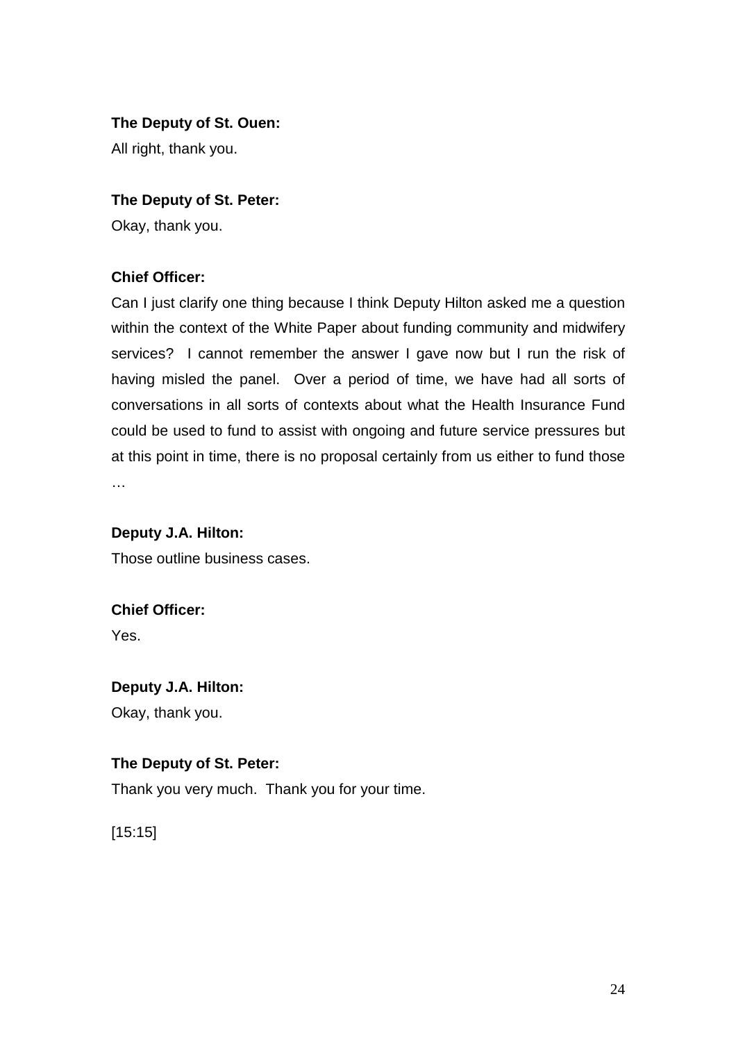**The Deputy of St. Ouen:**

All right, thank you.

**The Deputy of St. Peter:**

Okay, thank you.

**Chief Officer:**

Can I just clarify one thing because I think Deputy Hilton asked me a question within the context of the White Paper about funding community and midwifery services? I cannot remember the answer I gave now but I run the risk of having misled the panel. Over a period of time, we have had all sorts of conversations in all sorts of contexts about what the Health Insurance Fund could be used to fund to assist with ongoing and future service pressures but at this point in time, there is no proposal certainly from us either to fund those …

**Deputy J.A. Hilton:**

Those outline business cases.

**Chief Officer:**

Yes.

**Deputy J.A. Hilton:**

Okay, thank you.

**The Deputy of St. Peter:**

Thank you very much. Thank you for your time.

[15:15]